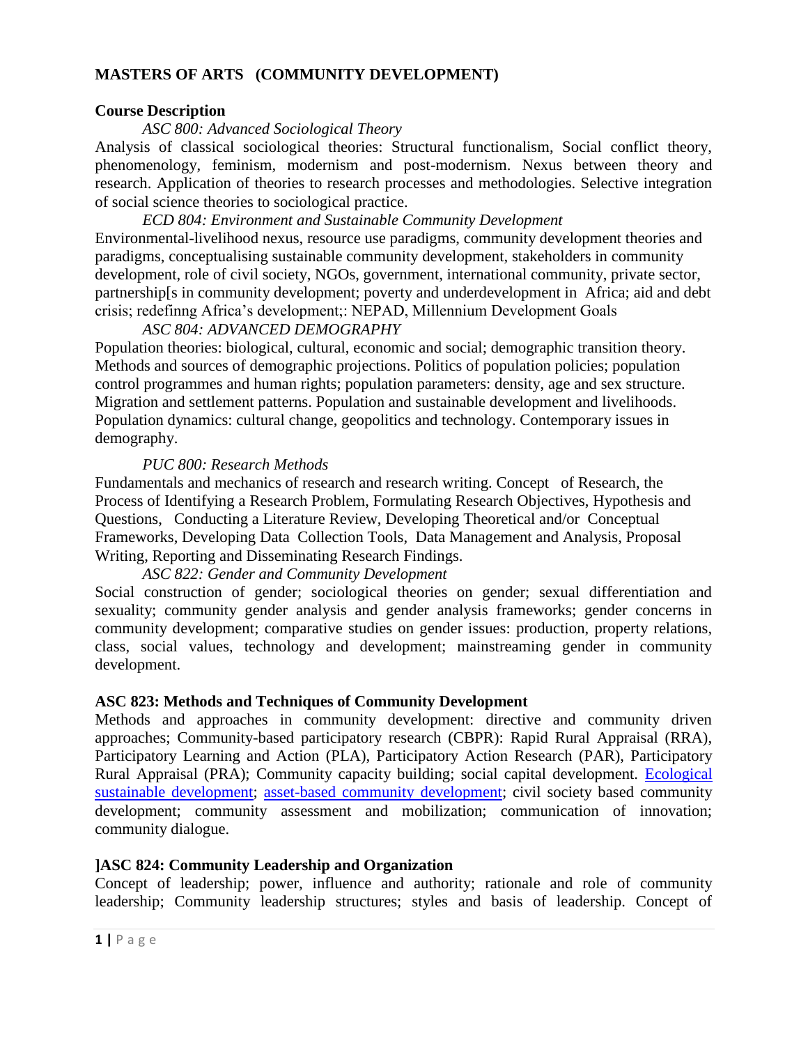**MASTERS OF ARTS (COMMUNITY DEVELOPMENT)**

**Course Description**

*ASC 800: Advanced Sociological Theory*

Analysis of classical sociological theories: Structural functionalism, Social conflict theory, phenomenology, feminism, modernism and post-modernism. Nexus between theory and research. Application of theories to research processes and methodologies. Selective integration of social science theories to sociological practice.

*ECD 804: Environment and Sustainable Community Development*

Environmental-livelihood nexus, resource use paradigms, community development theories and paradigms, conceptualising sustainable community development, stakeholders in community development, role of civil society, NGOs, government, international community, private sector, partnership[s in community development; poverty and underdevelopment in Africa; aid and debt crisis; redefinng Africa's development;: NEPAD, Millennium Development Goals

*ASC 804: ADVANCED DEMOGRAPHY*

Population theories: biological, cultural, economic and social; demographic transition theory. Methods and sources of demographic projections. Politics of population policies; population control programmes and human rights; population parameters: density, age and sex structure. Migration and settlement patterns. Population and sustainable development and livelihoods. Population dynamics: cultural change, geopolitics and technology. Contemporary issues in demography.

*PUC 800: Research Methods*

Fundamentals and mechanics of research and research writing. Concept of Research, the Process of Identifying a Research Problem, Formulating Research Objectives, Hypothesis and Questions, Conducting a Literature Review, Developing Theoretical and/or Conceptual Frameworks, Developing Data Collection Tools, Data Management and Analysis, Proposal Writing, Reporting and Disseminating Research Findings.

*ASC 822: Gender and Community Development*

Social construction of gender; sociological theories on gender; sexual differentiation and sexuality; community gender analysis and gender analysis frameworks; gender concerns in community development; comparative studies on gender issues: production, property relations, class, social values, technology and development; mainstreaming gender in community development.

**ASC 823: Methods and Techniques of Community Development**

Methods and approaches in community development: directive and community driven approaches; Community-based participatory research (CBPR): Rapid Rural Appraisal (RRA), Participatory Learning and Action (PLA), Participatory Action Research (PAR), Participatory Rural Appraisal (PRA); Community capacity building; social capital development. Ecological sustainable development; asset-based community development; civil society based community development; community assessment and mobilization; communication of innovation; community dialogue.

**]ASC 824: Community Leadership and Organization**

Concept of leadership; power, influence and authority; rationale and role of community leadership; Community leadership structures; styles and basis of leadership. Concept of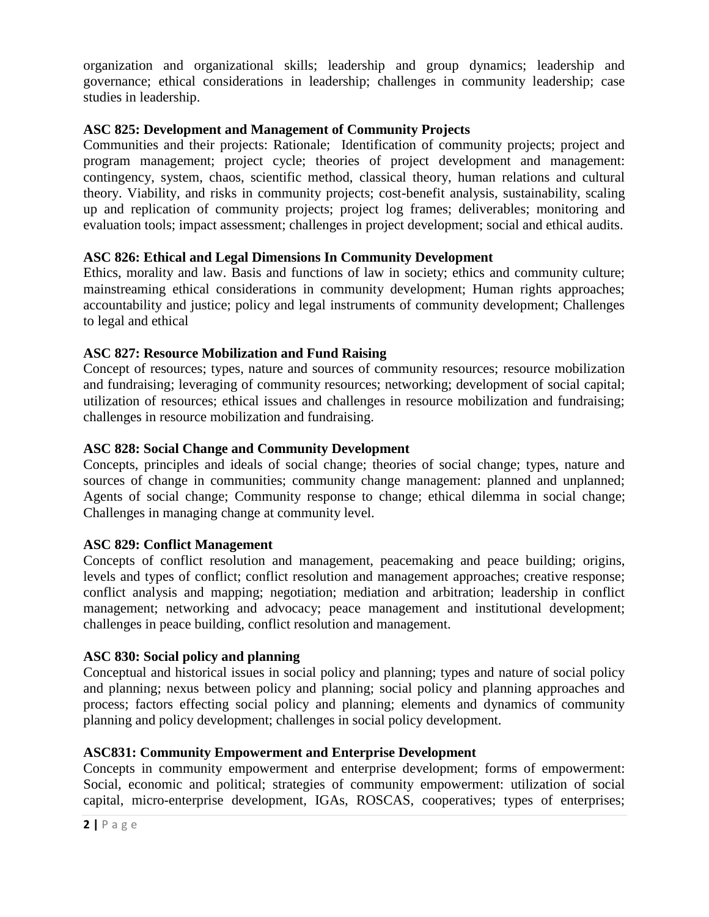organization and organizational skills; leadership and group dynamics; leadership and governance; ethical considerations in leadership; challenges in community leadership; case studies in leadership.

**ASC 825: Development and Management of Community Projects**

Communities and their projects: Rationale; Identification of community projects; project and program management; project cycle; theories of project development and management: contingency, system, chaos, scientific method, classical theory, human relations and cultural theory. Viability, and risks in community projects; cost-benefit analysis, sustainability, scaling up and replication of community projects; project log frames; deliverables; monitoring and evaluation tools; impact assessment; challenges in project development; social and ethical audits.

**ASC 826: Ethical and Legal Dimensions In Community Development**

Ethics, morality and law. Basis and functions of law in society; ethics and community culture; mainstreaming ethical considerations in community development; Human rights approaches; accountability and justice; policy and legal instruments of community development; Challenges to legal and ethical

**ASC 827: Resource Mobilization and Fund Raising**

Concept of resources; types, nature and sources of community resources; resource mobilization and fundraising; leveraging of community resources; networking; development of social capital; utilization of resources; ethical issues and challenges in resource mobilization and fundraising; challenges in resource mobilization and fundraising.

**ASC 828: Social Change and Community Development**

Concepts, principles and ideals of social change; theories of social change; types, nature and sources of change in communities; community change management: planned and unplanned; Agents of social change; Community response to change; ethical dilemma in social change; Challenges in managing change at community level.

**ASC 829: Conflict Management**

Concepts of conflict resolution and management, peacemaking and peace building; origins, levels and types of conflict; conflict resolution and management approaches; creative response; conflict analysis and mapping; negotiation; mediation and arbitration; leadership in conflict management; networking and advocacy; peace management and institutional development; challenges in peace building, conflict resolution and management.

**ASC 830: Social policy and planning**

Conceptual and historical issues in social policy and planning; types and nature of social policy and planning; nexus between policy and planning; social policy and planning approaches and process; factors effecting social policy and planning; elements and dynamics of community planning and policy development; challenges in social policy development.

**ASC831: Community Empowerment and Enterprise Development**

Concepts in community empowerment and enterprise development; forms of empowerment: Social, economic and political; strategies of community empowerment: utilization of social capital, micro-enterprise development, IGAs, ROSCAS, cooperatives; types of enterprises;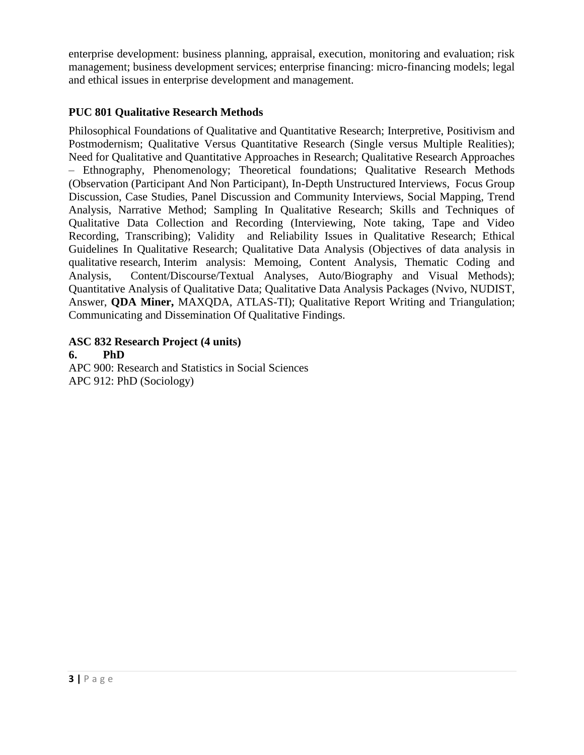enterprise development: business planning, appraisal, execution, monitoring and evaluation; risk management; business development services; enterprise financing: micro-financing models; legal and ethical issues in enterprise development and management.

**PUC 801 Qualitative Research Methods**

Philosophical Foundations of Qualitative and Quantitative Research; Interpretive, Positivism and Postmodernism; Qualitative Versus Quantitative Research (Single versus Multiple Realities); Need for Qualitative and Quantitative Approaches in Research; Qualitative Research Approaches – Ethnography, Phenomenology; Theoretical foundations; Qualitative Research Methods (Observation (Participant And Non Participant), In-Depth Unstructured Interviews, Focus Group Discussion, Case Studies, Panel Discussion and Community Interviews, Social Mapping, Trend Analysis, Narrative Method; Sampling In Qualitative Research; Skills and Techniques of Qualitative Data Collection and Recording (Interviewing, Note taking, Tape and Video Recording, Transcribing); Validity and Reliability Issues in Qualitative Research; Ethical Guidelines In Qualitative Research; Qualitative Data Analysis (Objectives of data analysis in qualitative research, Interim analysis: Memoing, Content Analysis, Thematic Coding and Analysis, Content/Discourse/Textual Analyses, Auto/Biography and Visual Methods); Quantitative Analysis of Qualitative Data; Qualitative Data Analysis Packages (Nvivo, NUDIST, Answer, **QDA Miner,** MAXQDA, ATLAS-TI); Qualitative Report Writing and Triangulation; Communicating and Dissemination Of Qualitative Findings.

**ASC 832 Research Project (4 units)**

**6. PhD**

APC 900: Research and Statistics in Social Sciences

APC 912: PhD (Sociology)